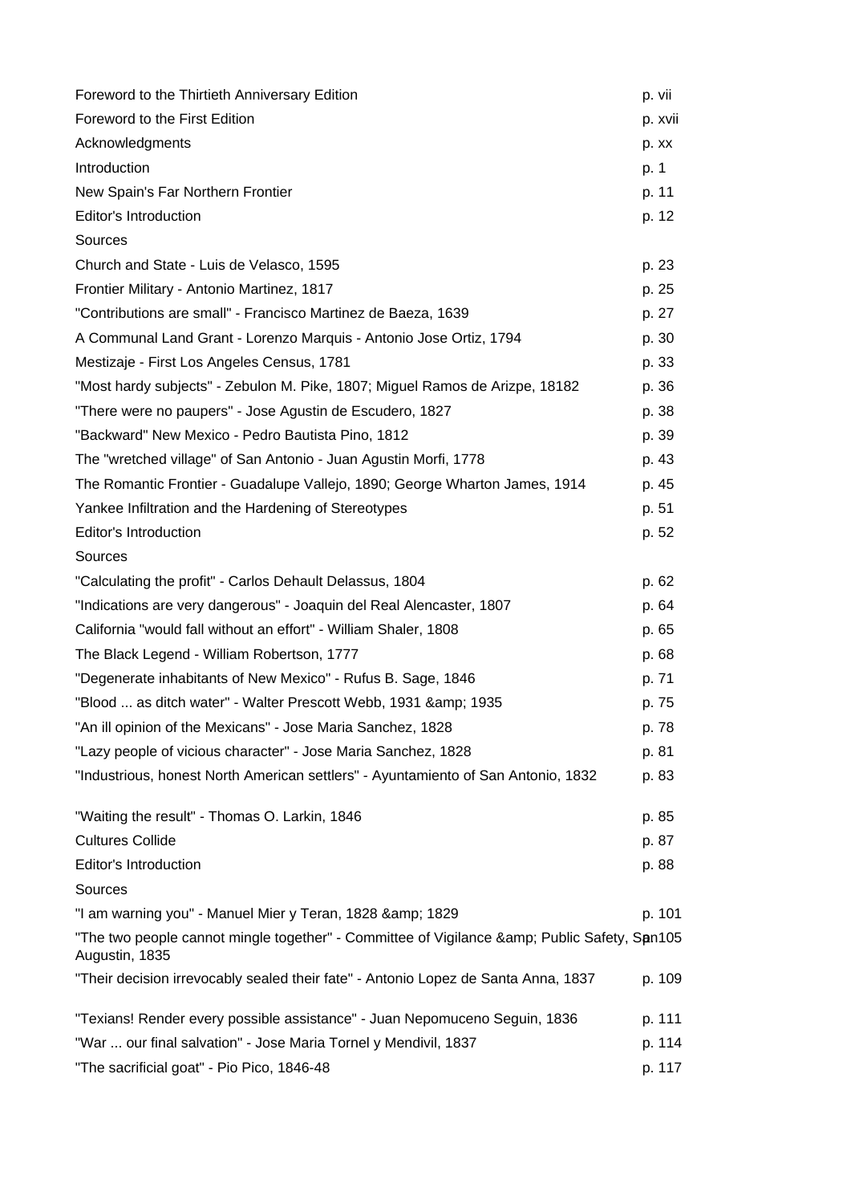| | |
|---|---|
| Foreword to the Thirtieth Anniversary Edition | p. vii |
| Foreword to the First Edition | p. xvii |
| Acknowledgments | p. xx |
| Introduction | p. 1 |
| New Spain's Far Northern Frontier | p. 11 |
| Editor's Introduction | p. 12 |
| Sources | |
| Church and State - Luis de Velasco, 1595 | p. 23 |
| Frontier Military - Antonio Martinez, 1817 | p. 25 |
| "Contributions are small" - Francisco Martinez de Baeza, 1639 | p. 27 |
| A Communal Land Grant - Lorenzo Marquis - Antonio Jose Ortiz, 1794 | p. 30 |
| Mestizaje - First Los Angeles Census, 1781 | p. 33 |
| "Most hardy subjects" - Zebulon M. Pike, 1807; Miguel Ramos de Arizpe, 18182 | p. 36 |
| "There were no paupers" - Jose Agustin de Escudero, 1827 | p. 38 |
| "Backward" New Mexico - Pedro Bautista Pino, 1812 | p. 39 |
| The "wretched village" of San Antonio - Juan Agustin Morfi, 1778 | p. 43 |
| The Romantic Frontier - Guadalupe Vallejo, 1890; George Wharton James, 1914 | p. 45 |
| Yankee Infiltration and the Hardening of Stereotypes | p. 51 |
| Editor's Introduction | p. 52 |
| Sources | |
| "Calculating the profit" - Carlos Dehault Delassus, 1804 | p. 62 |
| "Indications are very dangerous" - Joaquin del Real Alencaster, 1807 | p. 64 |
| California "would fall without an effort" - William Shaler, 1808 | p. 65 |
| The Black Legend - William Robertson, 1777 | p. 68 |
| "Degenerate inhabitants of New Mexico" - Rufus B. Sage, 1846 | p. 71 |
| "Blood ... as ditch water" - Walter Prescott Webb, 1931 &amp; 1935 | p. 75 |
| "An ill opinion of the Mexicans" - Jose Maria Sanchez, 1828 | p. 78 |
| "Lazy people of vicious character" - Jose Maria Sanchez, 1828 | p. 81 |
| "Industrious, honest North American settlers" - Ayuntamiento of San Antonio, 1832 | p. 83 |
| "Waiting the result" - Thomas O. Larkin, 1846 | p. 85 |
| Cultures Collide | p. 87 |
| Editor's Introduction | p. 88 |
| Sources | |
| "I am warning you" - Manuel Mier y Teran, 1828 &amp; 1829 | p. 101 |
| "The two people cannot mingle together" - Committee of Vigilance &amp; Public Safety, San Augustin, 1835 | p. 105 |
| "Their decision irrevocably sealed their fate" - Antonio Lopez de Santa Anna, 1837 | p. 109 |
| "Texians! Render every possible assistance" - Juan Nepomuceno Seguin, 1836 | p. 111 |
| "War ... our final salvation" - Jose Maria Tornel y Mendivil, 1837 | p. 114 |
| "The sacrificial goat" - Pio Pico, 1846-48 | p. 117 |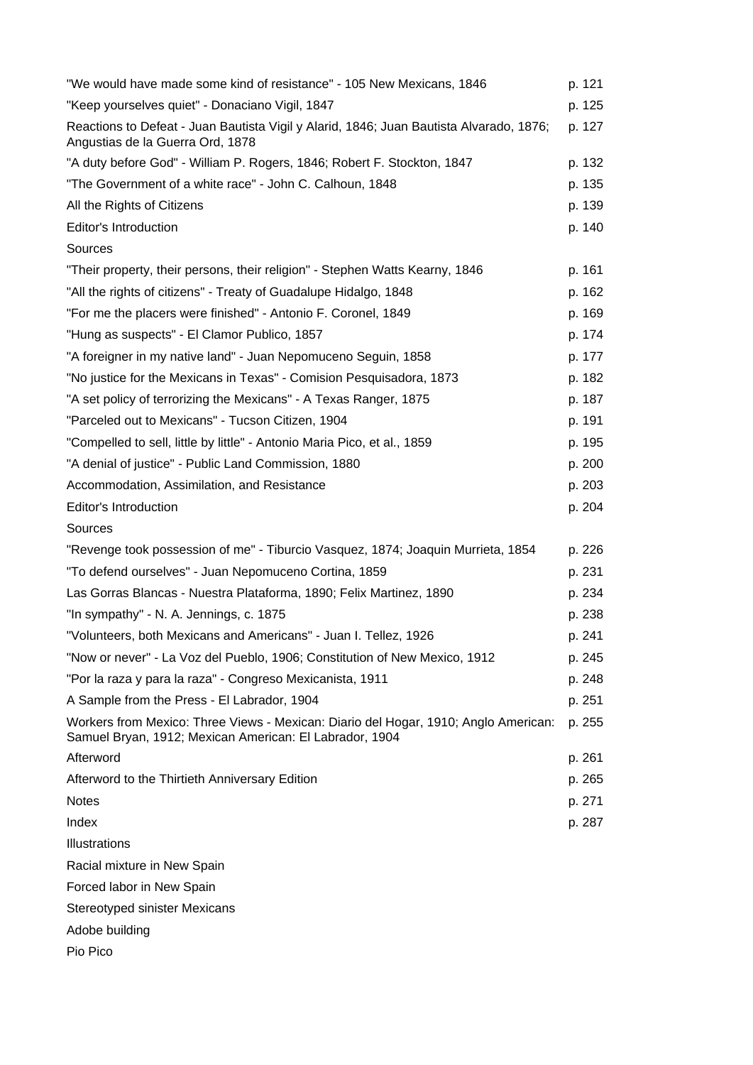"We would have made some kind of resistance" - 105 New Mexicans, 1846 p. 121

"Keep yourselves quiet" - Donaciano Vigil, 1847 p. 125

Reactions to Defeat - Juan Bautista Vigil y Alarid, 1846; Juan Bautista Alvarado, 1876; Angustias de la Guerra Ord, 1878 p. 127

"A duty before God" - William P. Rogers, 1846; Robert F. Stockton, 1847 p. 132

"The Government of a white race" - John C. Calhoun, 1848 p. 135

All the Rights of Citizens p. 139

Editor's Introduction p. 140

Sources

"Their property, their persons, their religion" - Stephen Watts Kearny, 1846 p. 161

"All the rights of citizens" - Treaty of Guadalupe Hidalgo, 1848 p. 162

"For me the placers were finished" - Antonio F. Coronel, 1849 p. 169

"Hung as suspects" - El Clamor Publico, 1857 p. 174

"A foreigner in my native land" - Juan Nepomuceno Seguin, 1858 p. 177

"No justice for the Mexicans in Texas" - Comision Pesquisadora, 1873 p. 182

"A set policy of terrorizing the Mexicans" - A Texas Ranger, 1875 p. 187

"Parceled out to Mexicans" - Tucson Citizen, 1904 p. 191

"Compelled to sell, little by little" - Antonio Maria Pico, et al., 1859 p. 195

"A denial of justice" - Public Land Commission, 1880 p. 200

Accommodation, Assimilation, and Resistance p. 203

Editor's Introduction p. 204

Sources

"Revenge took possession of me" - Tiburcio Vasquez, 1874; Joaquin Murrieta, 1854 p. 226

"To defend ourselves" - Juan Nepomuceno Cortina, 1859 p. 231

Las Gorras Blancas - Nuestra Plataforma, 1890; Felix Martinez, 1890 p. 234

"In sympathy" - N. A. Jennings, c. 1875 p. 238

"Volunteers, both Mexicans and Americans" - Juan I. Tellez, 1926 p. 241

"Now or never" - La Voz del Pueblo, 1906; Constitution of New Mexico, 1912 p. 245

"Por la raza y para la raza" - Congreso Mexicanista, 1911 p. 248

A Sample from the Press - El Labrador, 1904 p. 251

Workers from Mexico: Three Views - Mexican: Diario del Hogar, 1910; Anglo American: Samuel Bryan, 1912; Mexican American: El Labrador, 1904 p. 255

Afterword p. 261

Afterword to the Thirtieth Anniversary Edition p. 265

Notes p. 271

Index p. 287

Illustrations

Racial mixture in New Spain

Forced labor in New Spain

Stereotyped sinister Mexicans

Adobe building

Pio Pico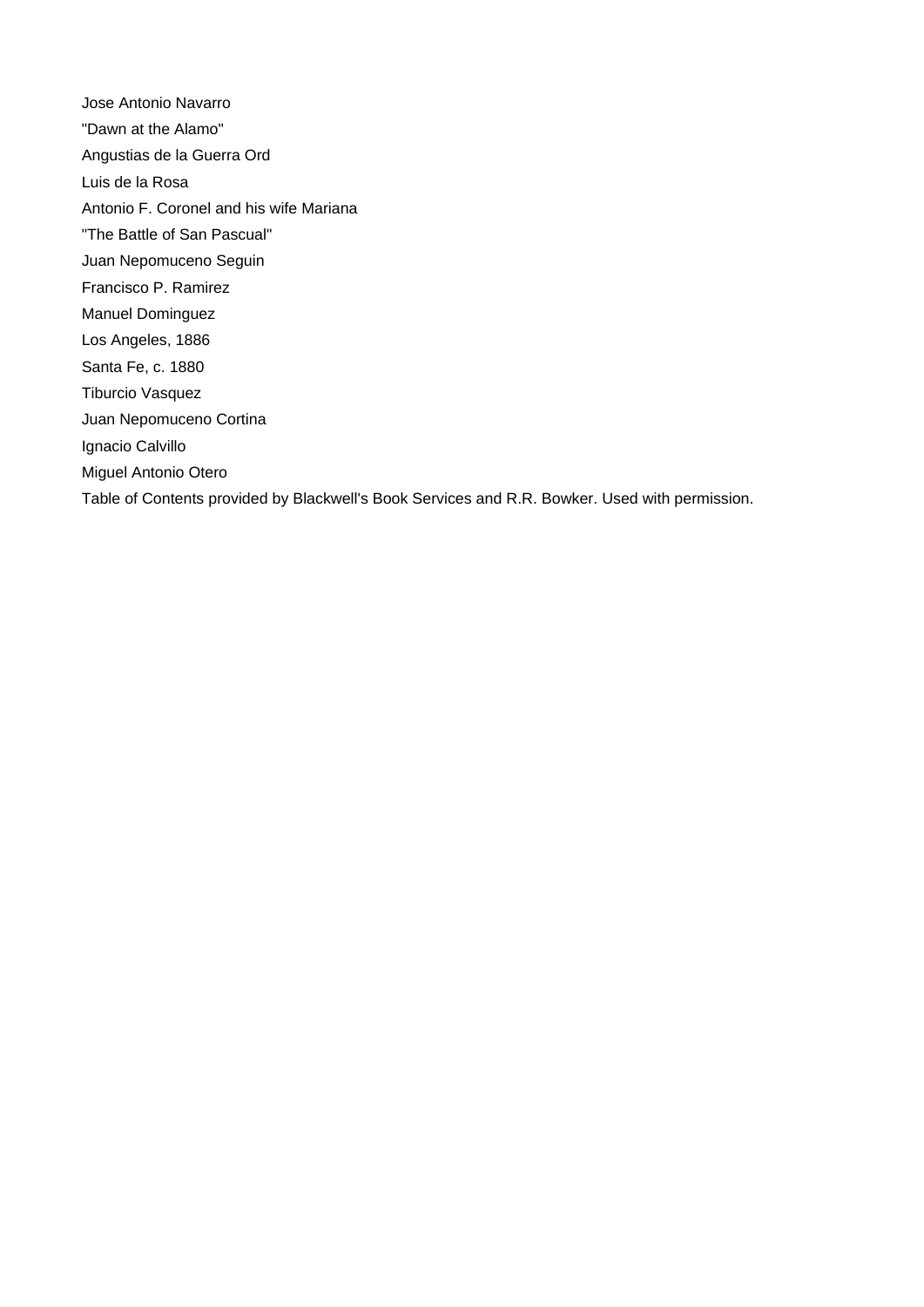Jose Antonio Navarro

"Dawn at the Alamo"

Angustias de la Guerra Ord

Luis de la Rosa

Antonio F. Coronel and his wife Mariana

"The Battle of San Pascual"

Juan Nepomuceno Seguin

Francisco P. Ramirez

Manuel Dominguez

Los Angeles, 1886

Santa Fe, c. 1880

Tiburcio Vasquez

Juan Nepomuceno Cortina

Ignacio Calvillo

Miguel Antonio Otero

Table of Contents provided by Blackwell's Book Services and R.R. Bowker. Used with permission.